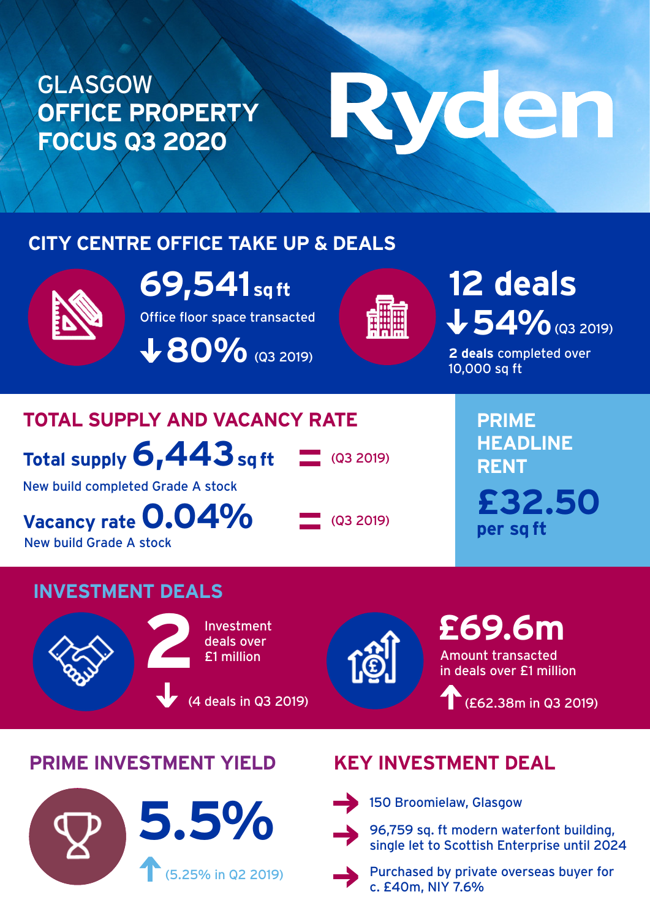# GLASGOW OFFICE PROPERTY FOCUS Q3 2020

Ryden

## CITY CENTRE OFFICE TAKE UP & DEALS

**69,541 sq ft**
Office floor space transacted
↓ **80%** (Q3 2019)

**12 deals**
↓ **54%** (Q3 2019)
**2 deals** completed over 10,000 sq ft

## TOTAL SUPPLY AND VACANCY RATE

**Total supply 6,443 sq ft** = (Q3 2019)
New build completed Grade A stock

**Vacancy rate 0.04%** = (Q3 2019)
New build Grade A stock

## PRIME HEADLINE RENT

**£32.50 per sq ft**

## INVESTMENT DEALS

**2** Investment deals over £1 million
↓ (4 deals in Q3 2019)

**£69.6m**
Amount transacted in deals over £1 million
↑ (£62.38m in Q3 2019)

## PRIME INVESTMENT YIELD

**5.5%**
↑ (5.25% in Q2 2019)

## KEY INVESTMENT DEAL

- 150 Broomielaw, Glasgow
- 96,759 sq. ft modern waterfont building, single let to Scottish Enterprise until 2024
- Purchased by private overseas buyer for c. £40m, NIY 7.6%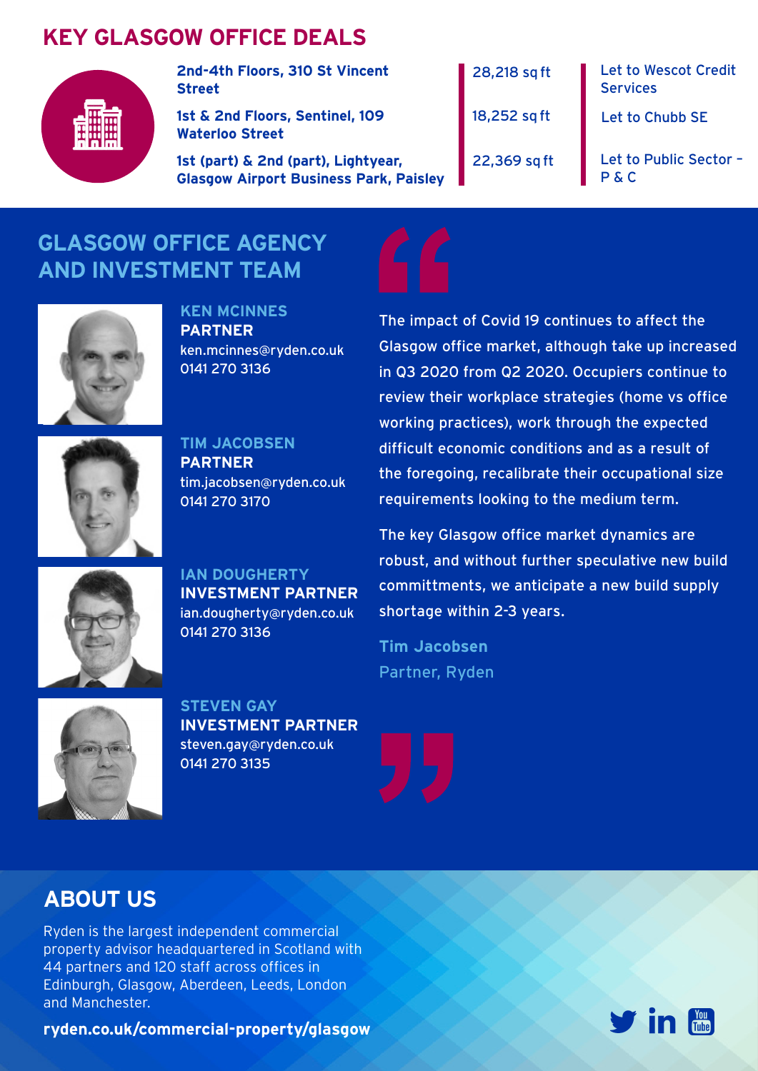## KEY GLASGOW OFFICE DEALS

| | | |
|---|---|---|
| **2nd-4th Floors, 310 St Vincent Street** | 28,218 sq ft | Let to Wescot Credit Services |
| **1st & 2nd Floors, Sentinel, 109 Waterloo Street** | 18,252 sq ft | Let to Chubb SE |
| **1st (part) & 2nd (part), Lightyear, Glasgow Airport Business Park, Paisley** | 22,369 sq ft | Let to Public Sector - P & C |

## GLASGOW OFFICE AGENCY AND INVESTMENT TEAM

**KEN MCINNES**
**PARTNER**
ken.mcinnes@ryden.co.uk
0141 270 3136

**TIM JACOBSEN**
**PARTNER**
tim.jacobsen@ryden.co.uk
0141 270 3170

**IAN DOUGHERTY**
**INVESTMENT PARTNER**
ian.dougherty@ryden.co.uk
0141 270 3136

**STEVEN GAY**
**INVESTMENT PARTNER**
steven.gay@ryden.co.uk
0141 270 3135

> The impact of Covid 19 continues to affect the Glasgow office market, although take up increased in Q3 2020 from Q2 2020. Occupiers continue to review their workplace strategies (home vs office working practices), work through the expected difficult economic conditions and as a result of the foregoing, recalibrate their occupational size requirements looking to the medium term.
>
> The key Glasgow office market dynamics are robust, and without further speculative new build committments, we anticipate a new build supply shortage within 2-3 years.
>
> **Tim Jacobsen**
> Partner, Ryden

## ABOUT US

Ryden is the largest independent commercial property advisor headquartered in Scotland with 44 partners and 120 staff across offices in Edinburgh, Glasgow, Aberdeen, Leeds, London and Manchester.

**ryden.co.uk/commercial-property/glasgow**